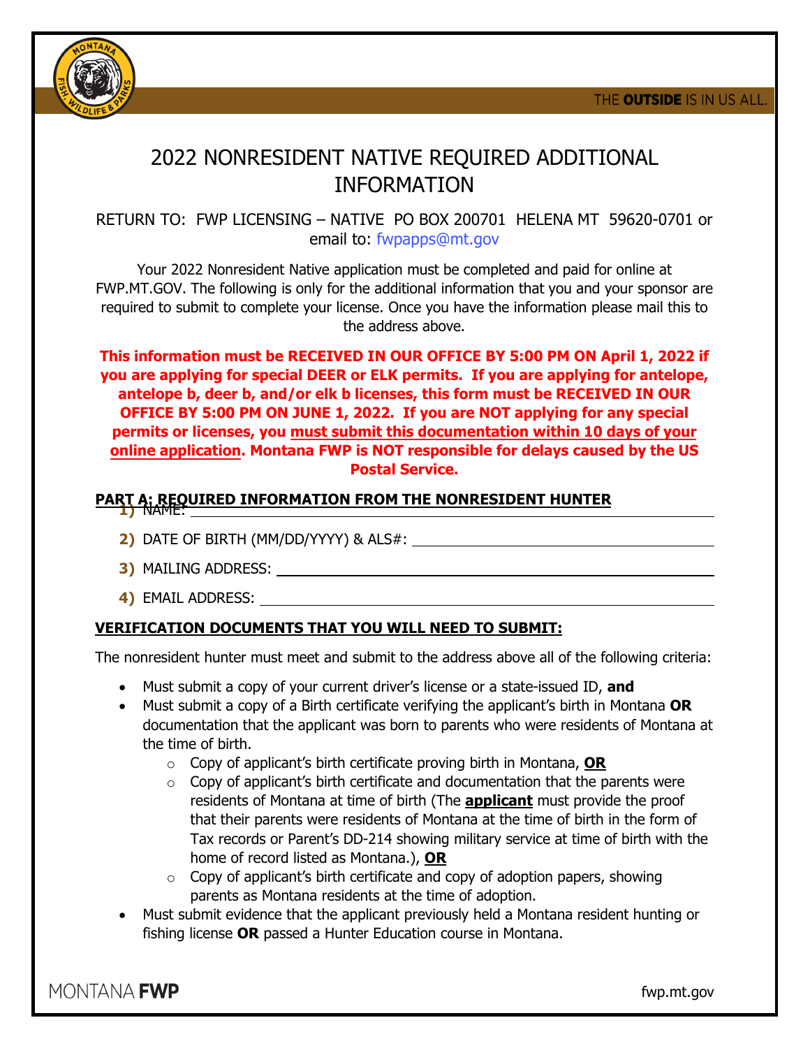# 2022 NONRESIDENT NATIVE REQUIRED ADDITIONAL INFORMATION

RETURN TO: FWP LICENSING – NATIVE PO BOX 200701 HELENA MT 59620-0701 or email to: fwpapps@mt.gov

Your 2022 Nonresident Native application must be completed and paid for online at FWP.MT.GOV. The following is only for the additional information that you and your sponsor are required to submit to complete your license. Once you have the information please mail this to the address above.

**This information must be RECEIVED IN OUR OFFICE BY 5:00 PM ON April 1, 2022 if you are applying for special DEER or ELK permits. If you are applying for antelope, antelope b, deer b, and/or elk b licenses, this form must be RECEIVED IN OUR OFFICE BY 5:00 PM ON JUNE 1, 2022. If you are NOT applying for any special permits or licenses, you must submit this documentation within 10 days of your online application. Montana FWP is NOT responsible for delays caused by the US Postal Service.**

## PART A: REQUIRED INFORMATION FROM THE NONRESIDENT HUNTER

1) NAME: ______________________________

2) DATE OF BIRTH (MM/DD/YYYY) & ALS#: ______________________________

3) MAILING ADDRESS: ______________________________

4) EMAIL ADDRESS: ______________________________

## VERIFICATION DOCUMENTS THAT YOU WILL NEED TO SUBMIT:

The nonresident hunter must meet and submit to the address above all of the following criteria:

- Must submit a copy of your current driver's license or a state-issued ID, **and**
- Must submit a copy of a Birth certificate verifying the applicant's birth in Montana **OR** documentation that the applicant was born to parents who were residents of Montana at the time of birth.
  - Copy of applicant's birth certificate proving birth in Montana, **OR**
  - Copy of applicant's birth certificate and documentation that the parents were residents of Montana at time of birth (The **applicant** must provide the proof that their parents were residents of Montana at the time of birth in the form of Tax records or Parent's DD-214 showing military service at time of birth with the home of record listed as Montana.), **OR**
  - Copy of applicant's birth certificate and copy of adoption papers, showing parents as Montana residents at the time of adoption.
- Must submit evidence that the applicant previously held a Montana resident hunting or fishing license **OR** passed a Hunter Education course in Montana.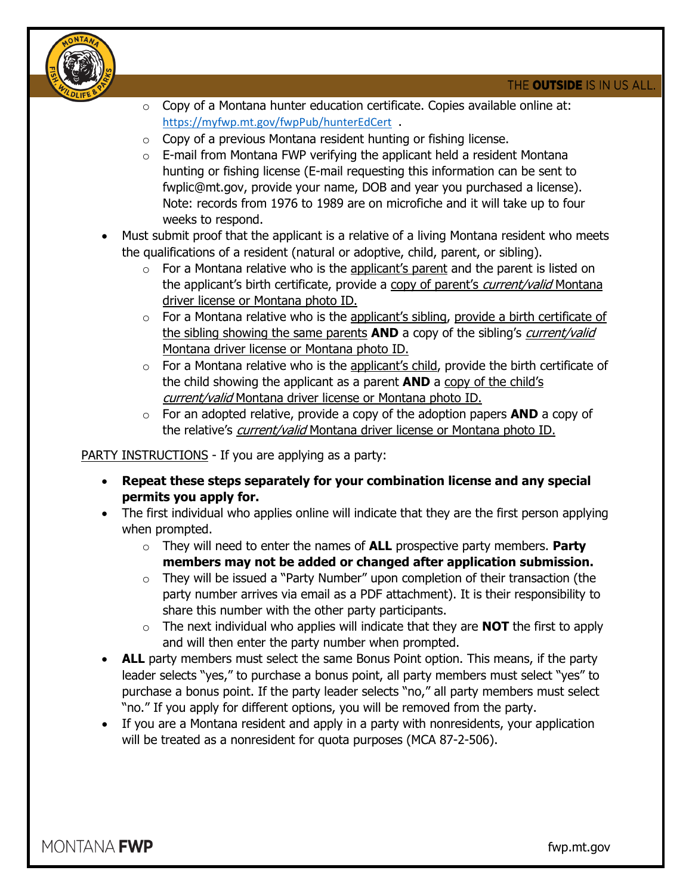- Copy of a Montana hunter education certificate. Copies available online at: https://myfwp.mt.gov/fwpPub/hunterEdCert .
   - Copy of a previous Montana resident hunting or fishing license.
   - E-mail from Montana FWP verifying the applicant held a resident Montana hunting or fishing license (E-mail requesting this information can be sent to fwplic@mt.gov, provide your name, DOB and year you purchased a license). Note: records from 1976 to 1989 are on microfiche and it will take up to four weeks to respond.
- Must submit proof that the applicant is a relative of a living Montana resident who meets the qualifications of a resident (natural or adoptive, child, parent, or sibling).
   - For a Montana relative who is the applicant's parent and the parent is listed on the applicant's birth certificate, provide a copy of parent's *current/valid* Montana driver license or Montana photo ID.
   - For a Montana relative who is the applicant's sibling, provide a birth certificate of the sibling showing the same parents **AND** a copy of the sibling's *current/valid* Montana driver license or Montana photo ID.
   - For a Montana relative who is the applicant's child, provide the birth certificate of the child showing the applicant as a parent **AND** a copy of the child's *current/valid* Montana driver license or Montana photo ID.
   - For an adopted relative, provide a copy of the adoption papers **AND** a copy of the relative's *current/valid* Montana driver license or Montana photo ID.

PARTY INSTRUCTIONS - If you are applying as a party:

- **Repeat these steps separately for your combination license and any special permits you apply for.**
- The first individual who applies online will indicate that they are the first person applying when prompted.
   - They will need to enter the names of **ALL** prospective party members. **Party members may not be added or changed after application submission.**
   - They will be issued a "Party Number" upon completion of their transaction (the party number arrives via email as a PDF attachment). It is their responsibility to share this number with the other party participants.
   - The next individual who applies will indicate that they are **NOT** the first to apply and will then enter the party number when prompted.
- **ALL** party members must select the same Bonus Point option. This means, if the party leader selects "yes," to purchase a bonus point, all party members must select "yes" to purchase a bonus point. If the party leader selects "no," all party members must select "no." If you apply for different options, you will be removed from the party.
- If you are a Montana resident and apply in a party with nonresidents, your application will be treated as a nonresident for quota purposes (MCA 87-2-506).